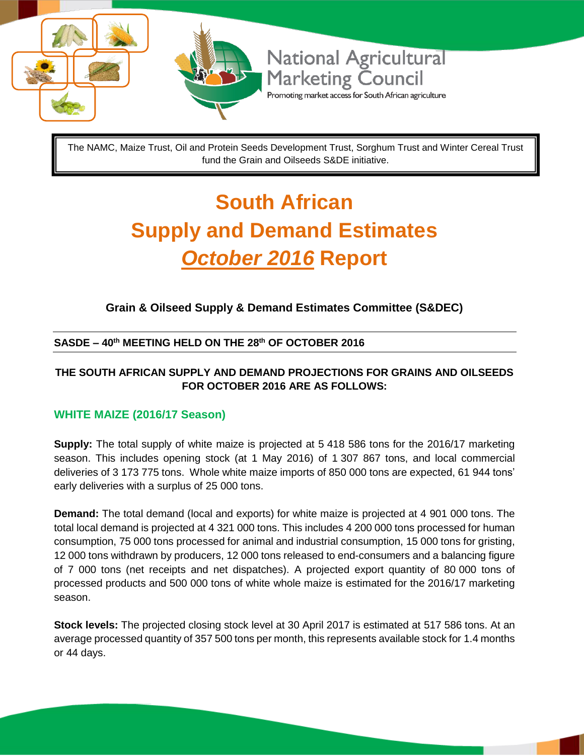National Agricultural Marketing Council

Promoting market access for South African agriculture

The NAMC, Maize Trust, Oil and Protein Seeds Development Trust, Sorghum Trust and Winter Cereal Trust fund the Grain and Oilseeds S&DE initiative.

# South African Supply and Demand Estimates *October 2016* Report

**Grain & Oilseed Supply & Demand Estimates Committee (S&DEC)**

**SASDE – 40th MEETING HELD ON THE 28th OF OCTOBER 2016**

**THE SOUTH AFRICAN SUPPLY AND DEMAND PROJECTIONS FOR GRAINS AND OILSEEDS FOR OCTOBER 2016 ARE AS FOLLOWS:**

## WHITE MAIZE (2016/17 Season)

**Supply:** The total supply of white maize is projected at 5 418 586 tons for the 2016/17 marketing season. This includes opening stock (at 1 May 2016) of 1 307 867 tons, and local commercial deliveries of 3 173 775 tons. Whole white maize imports of 850 000 tons are expected, 61 944 tons' early deliveries with a surplus of 25 000 tons.

**Demand:** The total demand (local and exports) for white maize is projected at 4 901 000 tons. The total local demand is projected at 4 321 000 tons. This includes 4 200 000 tons processed for human consumption, 75 000 tons processed for animal and industrial consumption, 15 000 tons for gristing, 12 000 tons withdrawn by producers, 12 000 tons released to end-consumers and a balancing figure of 7 000 tons (net receipts and net dispatches). A projected export quantity of 80 000 tons of processed products and 500 000 tons of white whole maize is estimated for the 2016/17 marketing season.

**Stock levels:** The projected closing stock level at 30 April 2017 is estimated at 517 586 tons. At an average processed quantity of 357 500 tons per month, this represents available stock for 1.4 months or 44 days.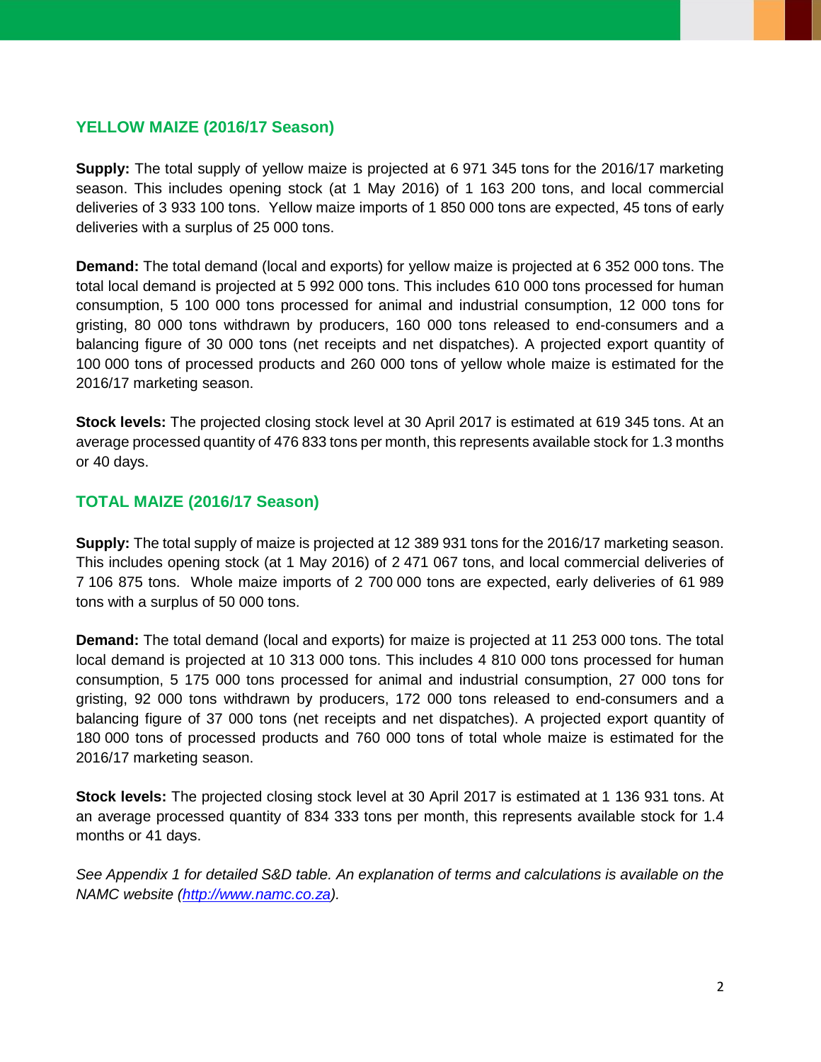## YELLOW MAIZE (2016/17 Season)

**Supply:** The total supply of yellow maize is projected at 6 971 345 tons for the 2016/17 marketing season. This includes opening stock (at 1 May 2016) of 1 163 200 tons, and local commercial deliveries of 3 933 100 tons. Yellow maize imports of 1 850 000 tons are expected, 45 tons of early deliveries with a surplus of 25 000 tons.

**Demand:** The total demand (local and exports) for yellow maize is projected at 6 352 000 tons. The total local demand is projected at 5 992 000 tons. This includes 610 000 tons processed for human consumption, 5 100 000 tons processed for animal and industrial consumption, 12 000 tons for gristing, 80 000 tons withdrawn by producers, 160 000 tons released to end-consumers and a balancing figure of 30 000 tons (net receipts and net dispatches). A projected export quantity of 100 000 tons of processed products and 260 000 tons of yellow whole maize is estimated for the 2016/17 marketing season.

**Stock levels:** The projected closing stock level at 30 April 2017 is estimated at 619 345 tons. At an average processed quantity of 476 833 tons per month, this represents available stock for 1.3 months or 40 days.

## TOTAL MAIZE (2016/17 Season)

**Supply:** The total supply of maize is projected at 12 389 931 tons for the 2016/17 marketing season. This includes opening stock (at 1 May 2016) of 2 471 067 tons, and local commercial deliveries of 7 106 875 tons. Whole maize imports of 2 700 000 tons are expected, early deliveries of 61 989 tons with a surplus of 50 000 tons.

**Demand:** The total demand (local and exports) for maize is projected at 11 253 000 tons. The total local demand is projected at 10 313 000 tons. This includes 4 810 000 tons processed for human consumption, 5 175 000 tons processed for animal and industrial consumption, 27 000 tons for gristing, 92 000 tons withdrawn by producers, 172 000 tons released to end-consumers and a balancing figure of 37 000 tons (net receipts and net dispatches). A projected export quantity of 180 000 tons of processed products and 760 000 tons of total whole maize is estimated for the 2016/17 marketing season.

**Stock levels:** The projected closing stock level at 30 April 2017 is estimated at 1 136 931 tons. At an average processed quantity of 834 333 tons per month, this represents available stock for 1.4 months or 41 days.

*See Appendix 1 for detailed S&D table. An explanation of terms and calculations is available on the NAMC website (http://www.namc.co.za).*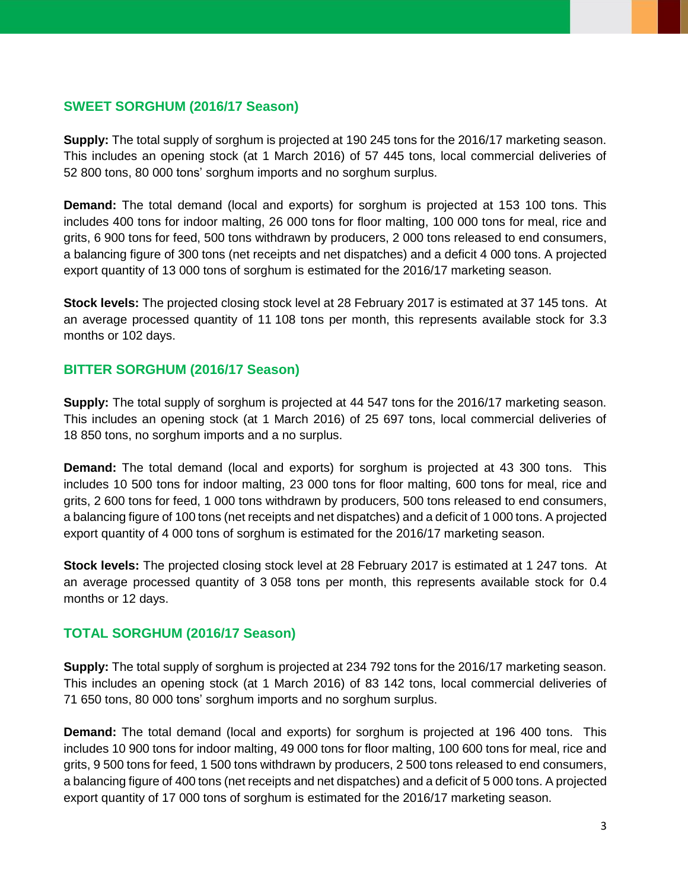## SWEET SORGHUM (2016/17 Season)

**Supply:** The total supply of sorghum is projected at 190 245 tons for the 2016/17 marketing season. This includes an opening stock (at 1 March 2016) of 57 445 tons, local commercial deliveries of 52 800 tons, 80 000 tons' sorghum imports and no sorghum surplus.

**Demand:** The total demand (local and exports) for sorghum is projected at 153 100 tons. This includes 400 tons for indoor malting, 26 000 tons for floor malting, 100 000 tons for meal, rice and grits, 6 900 tons for feed, 500 tons withdrawn by producers, 2 000 tons released to end consumers, a balancing figure of 300 tons (net receipts and net dispatches) and a deficit 4 000 tons. A projected export quantity of 13 000 tons of sorghum is estimated for the 2016/17 marketing season.

**Stock levels:** The projected closing stock level at 28 February 2017 is estimated at 37 145 tons. At an average processed quantity of 11 108 tons per month, this represents available stock for 3.3 months or 102 days.

## BITTER SORGHUM (2016/17 Season)

**Supply:** The total supply of sorghum is projected at 44 547 tons for the 2016/17 marketing season. This includes an opening stock (at 1 March 2016) of 25 697 tons, local commercial deliveries of 18 850 tons, no sorghum imports and a no surplus.

**Demand:** The total demand (local and exports) for sorghum is projected at 43 300 tons. This includes 10 500 tons for indoor malting, 23 000 tons for floor malting, 600 tons for meal, rice and grits, 2 600 tons for feed, 1 000 tons withdrawn by producers, 500 tons released to end consumers, a balancing figure of 100 tons (net receipts and net dispatches) and a deficit of 1 000 tons. A projected export quantity of 4 000 tons of sorghum is estimated for the 2016/17 marketing season.

**Stock levels:** The projected closing stock level at 28 February 2017 is estimated at 1 247 tons. At an average processed quantity of 3 058 tons per month, this represents available stock for 0.4 months or 12 days.

## TOTAL SORGHUM (2016/17 Season)

**Supply:** The total supply of sorghum is projected at 234 792 tons for the 2016/17 marketing season. This includes an opening stock (at 1 March 2016) of 83 142 tons, local commercial deliveries of 71 650 tons, 80 000 tons' sorghum imports and no sorghum surplus.

**Demand:** The total demand (local and exports) for sorghum is projected at 196 400 tons. This includes 10 900 tons for indoor malting, 49 000 tons for floor malting, 100 600 tons for meal, rice and grits, 9 500 tons for feed, 1 500 tons withdrawn by producers, 2 500 tons released to end consumers, a balancing figure of 400 tons (net receipts and net dispatches) and a deficit of 5 000 tons. A projected export quantity of 17 000 tons of sorghum is estimated for the 2016/17 marketing season.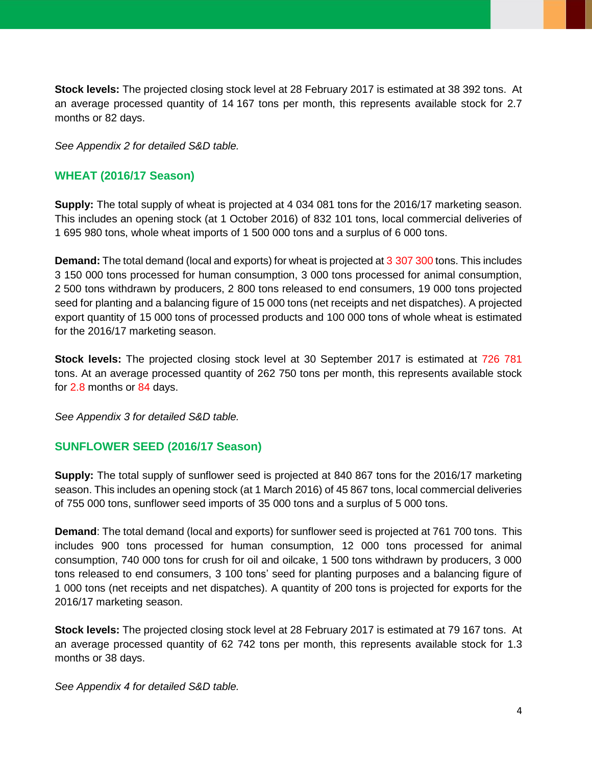**Stock levels:** The projected closing stock level at 28 February 2017 is estimated at 38 392 tons. At an average processed quantity of 14 167 tons per month, this represents available stock for 2.7 months or 82 days.

*See Appendix 2 for detailed S&D table.*

## WHEAT (2016/17 Season)

**Supply:** The total supply of wheat is projected at 4 034 081 tons for the 2016/17 marketing season. This includes an opening stock (at 1 October 2016) of 832 101 tons, local commercial deliveries of 1 695 980 tons, whole wheat imports of 1 500 000 tons and a surplus of 6 000 tons.

**Demand:** The total demand (local and exports) for wheat is projected at 3 307 300 tons. This includes 3 150 000 tons processed for human consumption, 3 000 tons processed for animal consumption, 2 500 tons withdrawn by producers, 2 800 tons released to end consumers, 19 000 tons projected seed for planting and a balancing figure of 15 000 tons (net receipts and net dispatches). A projected export quantity of 15 000 tons of processed products and 100 000 tons of whole wheat is estimated for the 2016/17 marketing season.

**Stock levels:** The projected closing stock level at 30 September 2017 is estimated at 726 781 tons. At an average processed quantity of 262 750 tons per month, this represents available stock for 2.8 months or 84 days.

*See Appendix 3 for detailed S&D table.*

## SUNFLOWER SEED (2016/17 Season)

**Supply:** The total supply of sunflower seed is projected at 840 867 tons for the 2016/17 marketing season. This includes an opening stock (at 1 March 2016) of 45 867 tons, local commercial deliveries of 755 000 tons, sunflower seed imports of 35 000 tons and a surplus of 5 000 tons.

**Demand**: The total demand (local and exports) for sunflower seed is projected at 761 700 tons. This includes 900 tons processed for human consumption, 12 000 tons processed for animal consumption, 740 000 tons for crush for oil and oilcake, 1 500 tons withdrawn by producers, 3 000 tons released to end consumers, 3 100 tons' seed for planting purposes and a balancing figure of 1 000 tons (net receipts and net dispatches). A quantity of 200 tons is projected for exports for the 2016/17 marketing season.

**Stock levels:** The projected closing stock level at 28 February 2017 is estimated at 79 167 tons. At an average processed quantity of 62 742 tons per month, this represents available stock for 1.3 months or 38 days.

*See Appendix 4 for detailed S&D table.*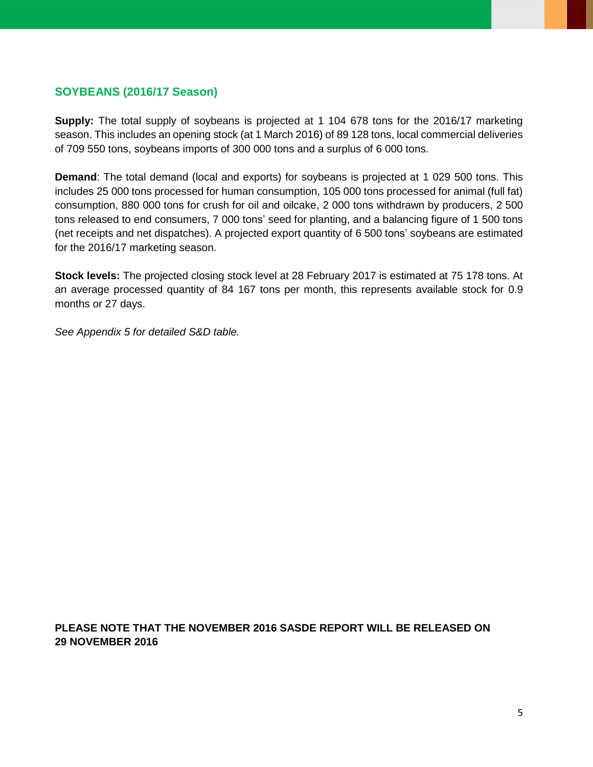## SOYBEANS (2016/17 Season)

**Supply:** The total supply of soybeans is projected at 1 104 678 tons for the 2016/17 marketing season. This includes an opening stock (at 1 March 2016) of 89 128 tons, local commercial deliveries of 709 550 tons, soybeans imports of 300 000 tons and a surplus of 6 000 tons.

**Demand**: The total demand (local and exports) for soybeans is projected at 1 029 500 tons. This includes 25 000 tons processed for human consumption, 105 000 tons processed for animal (full fat) consumption, 880 000 tons for crush for oil and oilcake, 2 000 tons withdrawn by producers, 2 500 tons released to end consumers, 7 000 tons' seed for planting, and a balancing figure of 1 500 tons (net receipts and net dispatches). A projected export quantity of 6 500 tons' soybeans are estimated for the 2016/17 marketing season.

**Stock levels:** The projected closing stock level at 28 February 2017 is estimated at 75 178 tons. At an average processed quantity of 84 167 tons per month, this represents available stock for 0.9 months or 27 days.

*See Appendix 5 for detailed S&D table.*

**PLEASE NOTE THAT THE NOVEMBER 2016 SASDE REPORT WILL BE RELEASED ON 29 NOVEMBER 2016**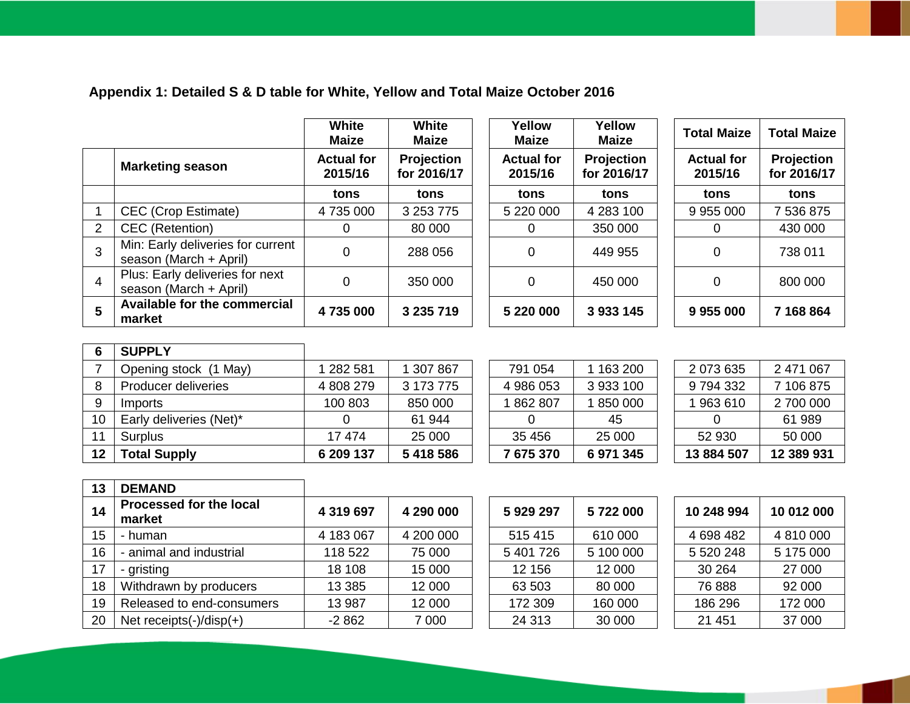**Appendix 1: Detailed S & D table for White, Yellow and Total Maize October 2016**

| | | White Maize | White Maize | Yellow Maize | Yellow Maize | Total Maize | Total Maize |
|---|---|---|---|---|---|---|---|
| | **Marketing season** | **Actual for 2015/16** | **Projection for 2016/17** | **Actual for 2015/16** | **Projection for 2016/17** | **Actual for 2015/16** | **Projection for 2016/17** |
| | | **tons** | **tons** | **tons** | **tons** | **tons** | **tons** |
| 1 | CEC (Crop Estimate) | 4 735 000 | 3 253 775 | 5 220 000 | 4 283 100 | 9 955 000 | 7 536 875 |
| 2 | CEC (Retention) | 0 | 80 000 | 0 | 350 000 | 0 | 430 000 |
| 3 | Min: Early deliveries for current season (March + April) | 0 | 288 056 | 0 | 449 955 | 0 | 738 011 |
| 4 | Plus: Early deliveries for next season (March + April) | 0 | 350 000 | 0 | 450 000 | 0 | 800 000 |
| **5** | **Available for the commercial market** | **4 735 000** | **3 235 719** | **5 220 000** | **3 933 145** | **9 955 000** | **7 168 864** |
| **6** | **SUPPLY** | | | | | | |
| 7 | Opening stock (1 May) | 1 282 581 | 1 307 867 | 791 054 | 1 163 200 | 2 073 635 | 2 471 067 |
| 8 | Producer deliveries | 4 808 279 | 3 173 775 | 4 986 053 | 3 933 100 | 9 794 332 | 7 106 875 |
| 9 | Imports | 100 803 | 850 000 | 1 862 807 | 1 850 000 | 1 963 610 | 2 700 000 |
| 10 | Early deliveries (Net)* | 0 | 61 944 | 0 | 45 | 0 | 61 989 |
| 11 | Surplus | 17 474 | 25 000 | 35 456 | 25 000 | 52 930 | 50 000 |
| **12** | **Total Supply** | **6 209 137** | **5 418 586** | **7 675 370** | **6 971 345** | **13 884 507** | **12 389 931** |
| **13** | **DEMAND** | | | | | | |
| **14** | **Processed for the local market** | **4 319 697** | **4 290 000** | **5 929 297** | **5 722 000** | **10 248 994** | **10 012 000** |
| 15 | - human | 4 183 067 | 4 200 000 | 515 415 | 610 000 | 4 698 482 | 4 810 000 |
| 16 | - animal and industrial | 118 522 | 75 000 | 5 401 726 | 5 100 000 | 5 520 248 | 5 175 000 |
| 17 | - gristing | 18 108 | 15 000 | 12 156 | 12 000 | 30 264 | 27 000 |
| 18 | Withdrawn by producers | 13 385 | 12 000 | 63 503 | 80 000 | 76 888 | 92 000 |
| 19 | Released to end-consumers | 13 987 | 12 000 | 172 309 | 160 000 | 186 296 | 172 000 |
| 20 | Net receipts(-)/disp(+) | -2 862 | 7 000 | 24 313 | 30 000 | 21 451 | 37 000 |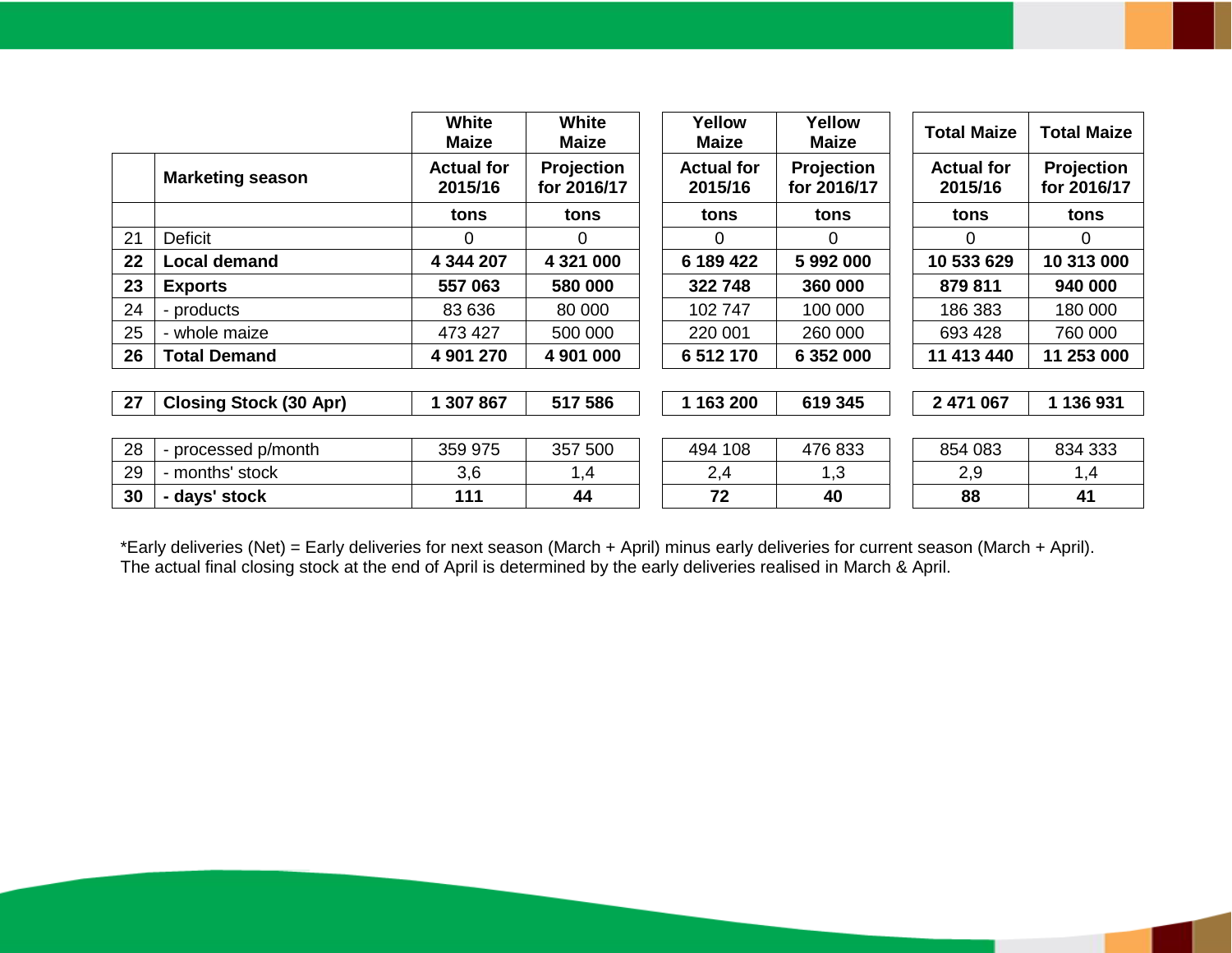| | | White Maize | White Maize | Yellow Maize | Yellow Maize | Total Maize | Total Maize |
|---|---|---|---|---|---|---|---|
| | **Marketing season** | **Actual for 2015/16** | **Projection for 2016/17** | **Actual for 2015/16** | **Projection for 2016/17** | **Actual for 2015/16** | **Projection for 2016/17** |
| | | **tons** | **tons** | **tons** | **tons** | **tons** | **tons** |
| 21 | Deficit | 0 | 0 | 0 | 0 | 0 | 0 |
| **22** | **Local demand** | **4 344 207** | **4 321 000** | **6 189 422** | **5 992 000** | **10 533 629** | **10 313 000** |
| **23** | **Exports** | **557 063** | **580 000** | **322 748** | **360 000** | **879 811** | **940 000** |
| 24 | - products | 83 636 | 80 000 | 102 747 | 100 000 | 186 383 | 180 000 |
| 25 | - whole maize | 473 427 | 500 000 | 220 001 | 260 000 | 693 428 | 760 000 |
| **26** | **Total Demand** | **4 901 270** | **4 901 000** | **6 512 170** | **6 352 000** | **11 413 440** | **11 253 000** |
| **27** | **Closing Stock (30 Apr)** | **1 307 867** | **517 586** | **1 163 200** | **619 345** | **2 471 067** | **1 136 931** |
| 28 | - processed p/month | 359 975 | 357 500 | 494 108 | 476 833 | 854 083 | 834 333 |
| 29 | - months' stock | 3,6 | 1,4 | 2,4 | 1,3 | 2,9 | 1,4 |
| **30** | **- days' stock** | **111** | **44** | **72** | **40** | **88** | **41** |

*Early deliveries (Net) = Early deliveries for next season (March + April) minus early deliveries for current season (March + April).
The actual final closing stock at the end of April is determined by the early deliveries realised in March & April.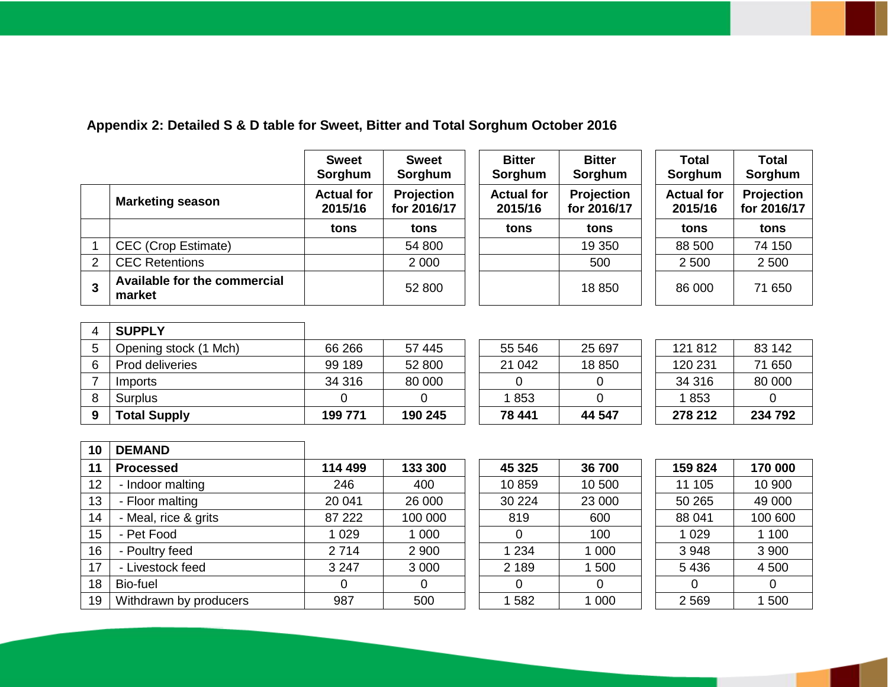### Appendix 2: Detailed S & D table for Sweet, Bitter and Total Sorghum October 2016

| | | Sweet Sorghum | Sweet Sorghum | Bitter Sorghum | Bitter Sorghum | Total Sorghum | Total Sorghum |
|---|---|---|---|---|---|---|---|
| | **Marketing season** | **Actual for 2015/16** | **Projection for 2016/17** | **Actual for 2015/16** | **Projection for 2016/17** | **Actual for 2015/16** | **Projection for 2016/17** |
| | | **tons** | **tons** | **tons** | **tons** | **tons** | **tons** |
| 1 | CEC (Crop Estimate) | | 54 800 | | 19 350 | 88 500 | 74 150 |
| 2 | CEC Retentions | | 2 000 | | 500 | 2 500 | 2 500 |
| **3** | **Available for the commercial market** | | 52 800 | | 18 850 | 86 000 | 71 650 |
| 4 | **SUPPLY** | | | | | | |
| 5 | Opening stock (1 Mch) | 66 266 | 57 445 | 55 546 | 25 697 | 121 812 | 83 142 |
| 6 | Prod deliveries | 99 189 | 52 800 | 21 042 | 18 850 | 120 231 | 71 650 |
| 7 | Imports | 34 316 | 80 000 | 0 | 0 | 34 316 | 80 000 |
| 8 | Surplus | 0 | 0 | 1 853 | 0 | 1 853 | 0 |
| **9** | **Total Supply** | **199 771** | **190 245** | **78 441** | **44 547** | **278 212** | **234 792** |
| **10** | **DEMAND** | | | | | | |
| **11** | **Processed** | **114 499** | **133 300** | **45 325** | **36 700** | **159 824** | **170 000** |
| 12 | - Indoor malting | 246 | 400 | 10 859 | 10 500 | 11 105 | 10 900 |
| 13 | - Floor malting | 20 041 | 26 000 | 30 224 | 23 000 | 50 265 | 49 000 |
| 14 | - Meal, rice & grits | 87 222 | 100 000 | 819 | 600 | 88 041 | 100 600 |
| 15 | - Pet Food | 1 029 | 1 000 | 0 | 100 | 1 029 | 1 100 |
| 16 | - Poultry feed | 2 714 | 2 900 | 1 234 | 1 000 | 3 948 | 3 900 |
| 17 | - Livestock feed | 3 247 | 3 000 | 2 189 | 1 500 | 5 436 | 4 500 |
| 18 | Bio-fuel | 0 | 0 | 0 | 0 | 0 | 0 |
| 19 | Withdrawn by producers | 987 | 500 | 1 582 | 1 000 | 2 569 | 1 500 |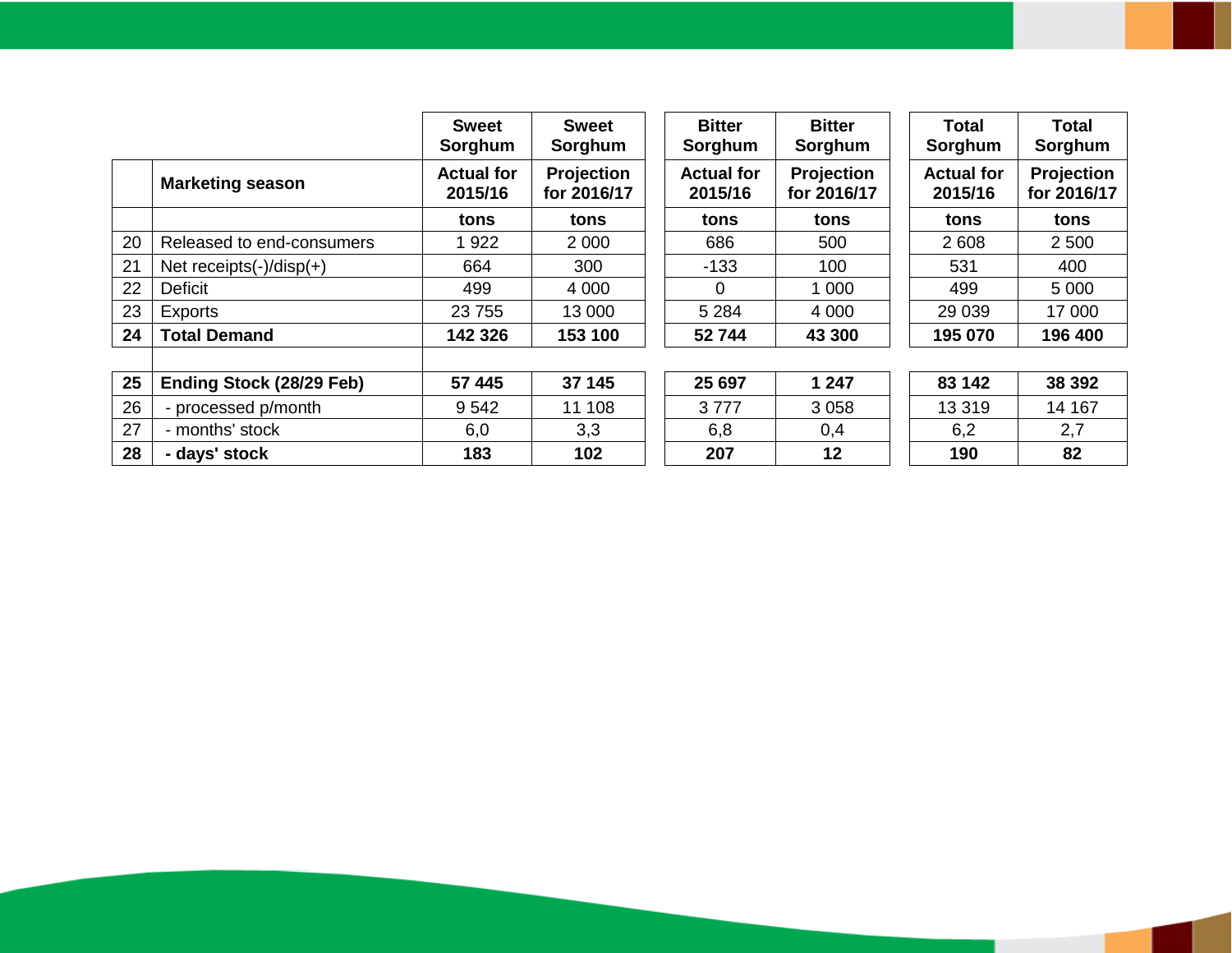| | | Sweet Sorghum | Sweet Sorghum | Bitter Sorghum | Bitter Sorghum | Total Sorghum | Total Sorghum |
|---|---|---|---|---|---|---|---|
| | **Marketing season** | **Actual for 2015/16** | **Projection for 2016/17** | **Actual for 2015/16** | **Projection for 2016/17** | **Actual for 2015/16** | **Projection for 2016/17** |
| | | **tons** | **tons** | **tons** | **tons** | **tons** | **tons** |
| 20 | Released to end-consumers | 1 922 | 2 000 | 686 | 500 | 2 608 | 2 500 |
| 21 | Net receipts(-)/disp(+) | 664 | 300 | -133 | 100 | 531 | 400 |
| 22 | Deficit | 499 | 4 000 | 0 | 1 000 | 499 | 5 000 |
| 23 | Exports | 23 755 | 13 000 | 5 284 | 4 000 | 29 039 | 17 000 |
| **24** | **Total Demand** | **142 326** | **153 100** | **52 744** | **43 300** | **195 070** | **196 400** |
| | | | | | | | |
| **25** | **Ending Stock (28/29 Feb)** | **57 445** | **37 145** | **25 697** | **1 247** | **83 142** | **38 392** |
| 26 | - processed p/month | 9 542 | 11 108 | 3 777 | 3 058 | 13 319 | 14 167 |
| 27 | - months' stock | 6,0 | 3,3 | 6,8 | 0,4 | 6,2 | 2,7 |
| **28** | **- days' stock** | **183** | **102** | **207** | **12** | **190** | **82** |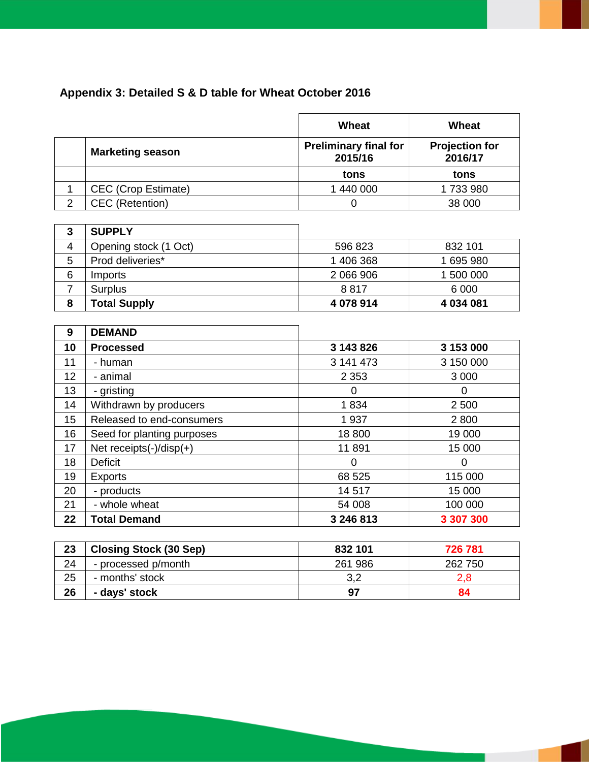## Appendix 3: Detailed S & D table for Wheat October 2016

| | | Wheat | Wheat |
|---|---|---|---|
| | **Marketing season** | **Preliminary final for 2015/16** | **Projection for 2016/17** |
| | | **tons** | **tons** |
| 1 | CEC (Crop Estimate) | 1 440 000 | 1 733 980 |
| 2 | CEC (Retention) | 0 | 38 000 |
| **3** | **SUPPLY** | | |
| 4 | Opening stock (1 Oct) | 596 823 | 832 101 |
| 5 | Prod deliveries* | 1 406 368 | 1 695 980 |
| 6 | Imports | 2 066 906 | 1 500 000 |
| 7 | Surplus | 8 817 | 6 000 |
| **8** | **Total Supply** | **4 078 914** | **4 034 081** |
| **9** | **DEMAND** | | |
| **10** | **Processed** | **3 143 826** | **3 153 000** |
| 11 | - human | 3 141 473 | 3 150 000 |
| 12 | - animal | 2 353 | 3 000 |
| 13 | - gristing | 0 | 0 |
| 14 | Withdrawn by producers | 1 834 | 2 500 |
| 15 | Released to end-consumers | 1 937 | 2 800 |
| 16 | Seed for planting purposes | 18 800 | 19 000 |
| 17 | Net receipts(-)/disp(+) | 11 891 | 15 000 |
| 18 | Deficit | 0 | 0 |
| 19 | Exports | 68 525 | 115 000 |
| 20 | - products | 14 517 | 15 000 |
| 21 | - whole wheat | 54 008 | 100 000 |
| **22** | **Total Demand** | **3 246 813** | **3 307 300** |
| **23** | **Closing Stock (30 Sep)** | **832 101** | **726 781** |
| 24 | - processed p/month | 261 986 | 262 750 |
| 25 | - months' stock | 3,2 | 2,8 |
| **26** | **- days' stock** | **97** | **84** |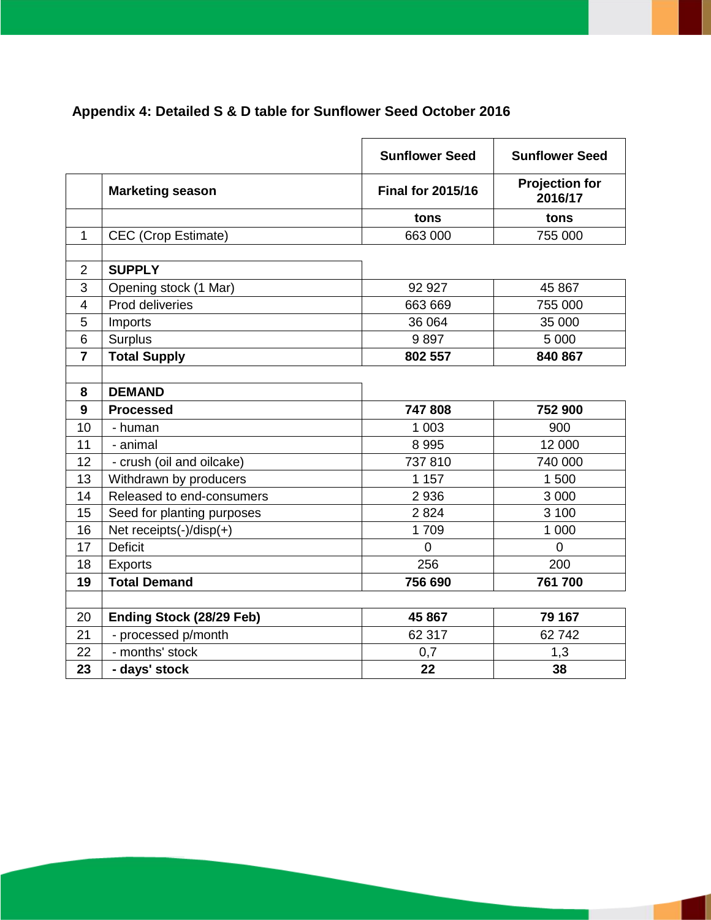## Appendix 4: Detailed S & D table for Sunflower Seed October 2016

| | | Sunflower Seed | Sunflower Seed |
|---|---|---|---|
| | **Marketing season** | **Final for 2015/16** | **Projection for 2016/17** |
| | | **tons** | **tons** |
| 1 | CEC (Crop Estimate) | 663 000 | 755 000 |
| | | | |
| 2 | **SUPPLY** | | |
| 3 | Opening stock (1 Mar) | 92 927 | 45 867 |
| 4 | Prod deliveries | 663 669 | 755 000 |
| 5 | Imports | 36 064 | 35 000 |
| 6 | Surplus | 9 897 | 5 000 |
| **7** | **Total Supply** | **802 557** | **840 867** |
| | | | |
| **8** | **DEMAND** | | |
| **9** | **Processed** | **747 808** | **752 900** |
| 10 | - human | 1 003 | 900 |
| 11 | - animal | 8 995 | 12 000 |
| 12 | - crush (oil and oilcake) | 737 810 | 740 000 |
| 13 | Withdrawn by producers | 1 157 | 1 500 |
| 14 | Released to end-consumers | 2 936 | 3 000 |
| 15 | Seed for planting purposes | 2 824 | 3 100 |
| 16 | Net receipts(-)/disp(+) | 1 709 | 1 000 |
| 17 | Deficit | 0 | 0 |
| 18 | Exports | 256 | 200 |
| **19** | **Total Demand** | **756 690** | **761 700** |
| | | | |
| 20 | **Ending Stock (28/29 Feb)** | **45 867** | **79 167** |
| 21 | - processed p/month | 62 317 | 62 742 |
| 22 | - months' stock | 0,7 | 1,3 |
| **23** | **- days' stock** | **22** | **38** |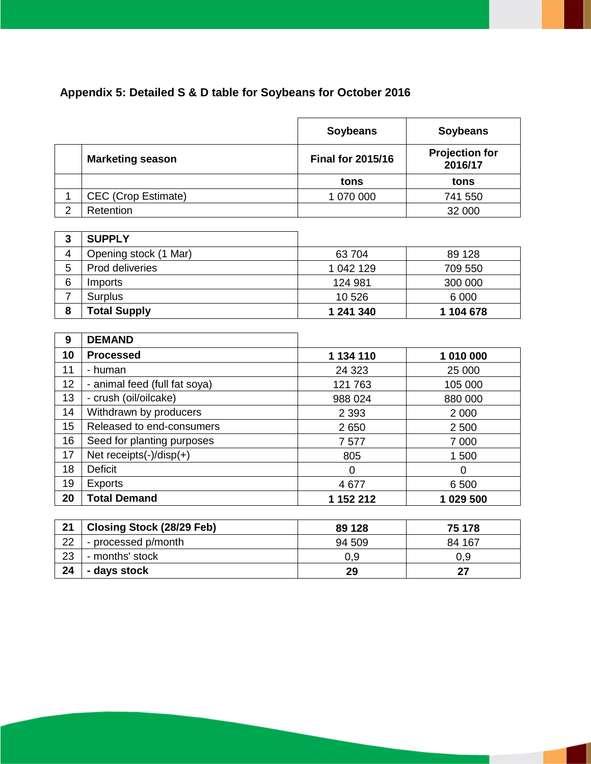## Appendix 5: Detailed S & D table for Soybeans for October 2016

| | | Soybeans | Soybeans |
|---|---|---|---|
| | **Marketing season** | **Final for 2015/16** | **Projection for 2016/17** |
| | | **tons** | **tons** |
| 1 | CEC (Crop Estimate) | 1 070 000 | 741 550 |
| 2 | Retention | | 32 000 |
| **3** | **SUPPLY** | | |
| 4 | Opening stock (1 Mar) | 63 704 | 89 128 |
| 5 | Prod deliveries | 1 042 129 | 709 550 |
| 6 | Imports | 124 981 | 300 000 |
| 7 | Surplus | 10 526 | 6 000 |
| **8** | **Total Supply** | **1 241 340** | **1 104 678** |
| **9** | **DEMAND** | | |
| **10** | **Processed** | **1 134 110** | **1 010 000** |
| 11 | - human | 24 323 | 25 000 |
| 12 | - animal feed (full fat soya) | 121 763 | 105 000 |
| 13 | - crush (oil/oilcake) | 988 024 | 880 000 |
| 14 | Withdrawn by producers | 2 393 | 2 000 |
| 15 | Released to end-consumers | 2 650 | 2 500 |
| 16 | Seed for planting purposes | 7 577 | 7 000 |
| 17 | Net receipts(-)/disp(+) | 805 | 1 500 |
| 18 | Deficit | 0 | 0 |
| 19 | Exports | 4 677 | 6 500 |
| **20** | **Total Demand** | **1 152 212** | **1 029 500** |
| **21** | **Closing Stock (28/29 Feb)** | **89 128** | **75 178** |
| 22 | - processed p/month | 94 509 | 84 167 |
| 23 | - months' stock | 0,9 | 0,9 |
| **24** | **- days stock** | **29** | **27** |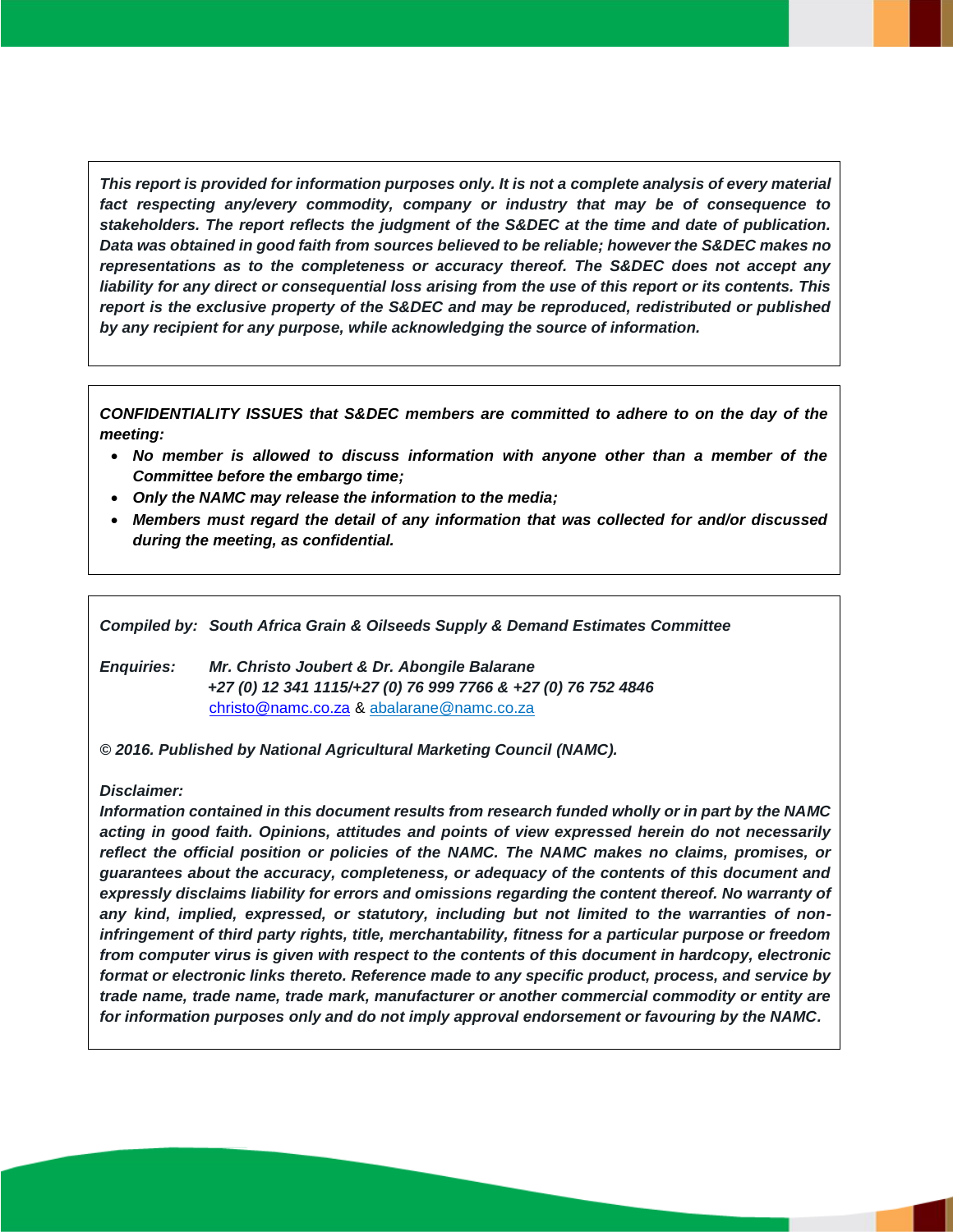***This report is provided for information purposes only. It is not a complete analysis of every material fact respecting any/every commodity, company or industry that may be of consequence to stakeholders. The report reflects the judgment of the S&DEC at the time and date of publication. Data was obtained in good faith from sources believed to be reliable; however the S&DEC makes no representations as to the completeness or accuracy thereof. The S&DEC does not accept any liability for any direct or consequential loss arising from the use of this report or its contents. This report is the exclusive property of the S&DEC and may be reproduced, redistributed or published by any recipient for any purpose, while acknowledging the source of information.***

***CONFIDENTIALITY ISSUES that S&DEC members are committed to adhere to on the day of the meeting:***

- ***No member is allowed to discuss information with anyone other than a member of the Committee before the embargo time;***
- ***Only the NAMC may release the information to the media;***
- ***Members must regard the detail of any information that was collected for and/or discussed during the meeting, as confidential.***

***Compiled by:*** *South Africa Grain & Oilseeds Supply & Demand Estimates Committee*

***Enquiries:*** *Mr. Christo Joubert & Dr. Abongile Balarane*
*+27 (0) 12 341 1115/+27 (0) 76 999 7766 & +27 (0) 76 752 4846*
christo@namc.co.za & abalarane@namc.co.za

***© 2016. Published by National Agricultural Marketing Council (NAMC).***

***Disclaimer:***
***Information contained in this document results from research funded wholly or in part by the NAMC acting in good faith. Opinions, attitudes and points of view expressed herein do not necessarily reflect the official position or policies of the NAMC. The NAMC makes no claims, promises, or guarantees about the accuracy, completeness, or adequacy of the contents of this document and expressly disclaims liability for errors and omissions regarding the content thereof. No warranty of any kind, implied, expressed, or statutory, including but not limited to the warranties of non-infringement of third party rights, title, merchantability, fitness for a particular purpose or freedom from computer virus is given with respect to the contents of this document in hardcopy, electronic format or electronic links thereto. Reference made to any specific product, process, and service by trade name, trade name, trade mark, manufacturer or another commercial commodity or entity are for information purposes only and do not imply approval endorsement or favouring by the NAMC.***